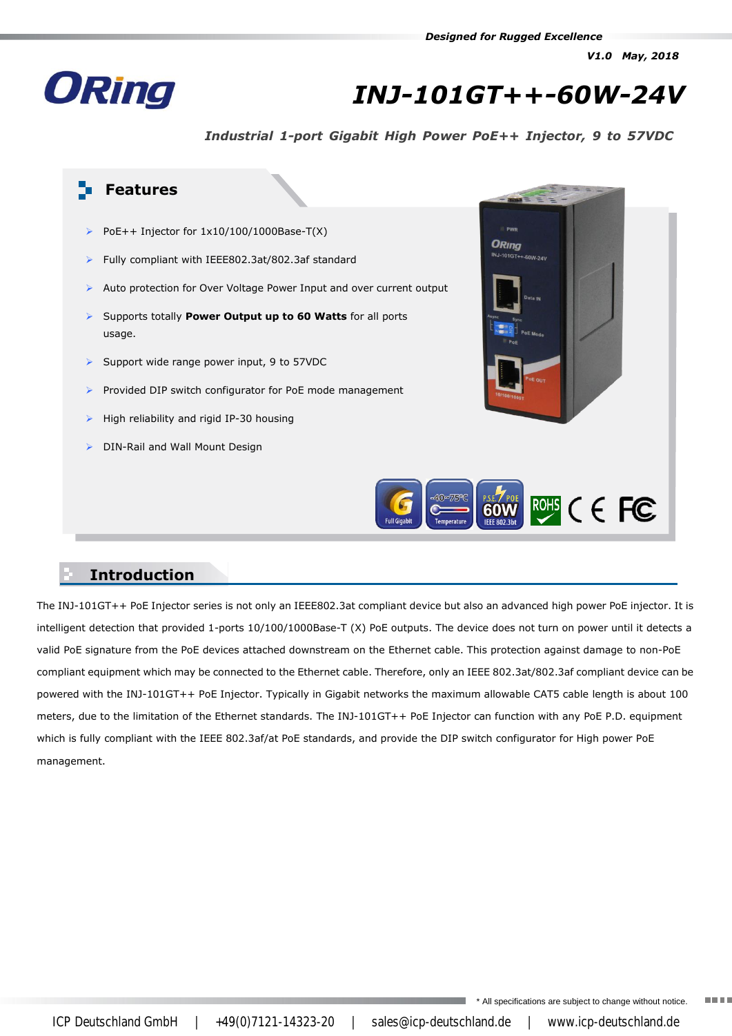*Designed for Rugged Excellence*

*V1.0 May, 2018*

# INJ-101GT++-60W-24V

***Industrial 1-port Gigabit High Power PoE++ Injector, 9 to 57VDC***

## Features

- PoE++ Injector for 1x10/100/1000Base-T(X)
- Fully compliant with IEEE802.3at/802.3af standard
- Auto protection for Over Voltage Power Input and over current output
- Supports totally **Power Output up to 60 Watts** for all ports usage.
- Support wide range power input, 9 to 57VDC
- Provided DIP switch configurator for PoE mode management
- High reliability and rigid IP-30 housing
- DIN-Rail and Wall Mount Design

## Introduction

The INJ-101GT++ PoE Injector series is not only an IEEE802.3at compliant device but also an advanced high power PoE injector. It is intelligent detection that provided 1-ports 10/100/1000Base-T (X) PoE outputs. The device does not turn on power until it detects a valid PoE signature from the PoE devices attached downstream on the Ethernet cable. This protection against damage to non-PoE compliant equipment which may be connected to the Ethernet cable. Therefore, only an IEEE 802.3at/802.3af compliant device can be powered with the INJ-101GT++ PoE Injector. Typically in Gigabit networks the maximum allowable CAT5 cable length is about 100 meters, due to the limitation of the Ethernet standards. The INJ-101GT++ PoE Injector can function with any PoE P.D. equipment which is fully compliant with the IEEE 802.3af/at PoE standards, and provide the DIP switch configurator for High power PoE management.

* All specifications are subject to change without notice.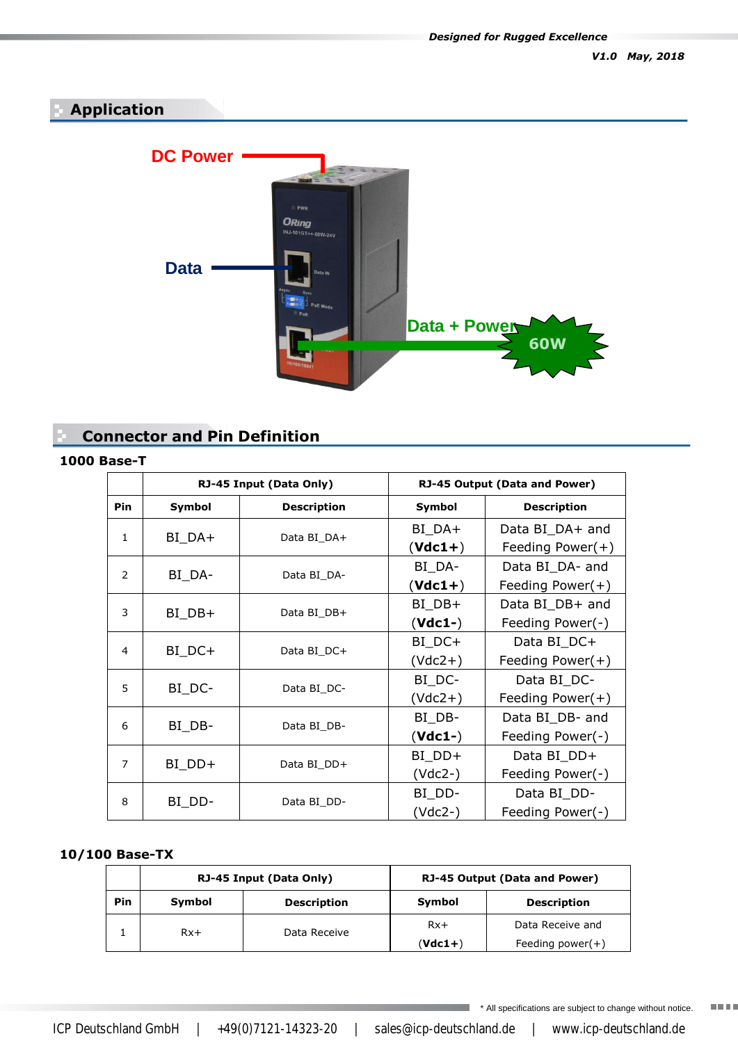## Application

DC Power

Data

Data + Power

60W

## Connector and Pin Definition

### 1000 Base-T

| | RJ-45 Input (Data Only) | | RJ-45 Output (Data and Power) | |
|---|---|---|---|---|
| **Pin** | **Symbol** | **Description** | **Symbol** | **Description** |
| 1 | BI_DA+ | Data BI_DA+ | BI_DA+ (**Vdc1+**) | Data BI_DA+ and Feeding Power(+) |
| 2 | BI_DA- | Data BI_DA- | BI_DA- (**Vdc1+**) | Data BI_DA- and Feeding Power(+) |
| 3 | BI_DB+ | Data BI_DB+ | BI_DB+ (**Vdc1-**) | Data BI_DB+ and Feeding Power(-) |
| 4 | BI_DC+ | Data BI_DC+ | BI_DC+ (Vdc2+) | Data BI_DC+ Feeding Power(+) |
| 5 | BI_DC- | Data BI_DC- | BI_DC- (Vdc2+) | Data BI_DC- Feeding Power(+) |
| 6 | BI_DB- | Data BI_DB- | BI_DB- (**Vdc1-**) | Data BI_DB- and Feeding Power(-) |
| 7 | BI_DD+ | Data BI_DD+ | BI_DD+ (Vdc2-) | Data BI_DD+ Feeding Power(-) |
| 8 | BI_DD- | Data BI_DD- | BI_DD- (Vdc2-) | Data BI_DD- Feeding Power(-) |

### 10/100 Base-TX

| | RJ-45 Input (Data Only) | | RJ-45 Output (Data and Power) | |
|---|---|---|---|---|
| **Pin** | **Symbol** | **Description** | **Symbol** | **Description** |
| 1 | Rx+ | Data Receive | Rx+ (**Vdc1+**) | Data Receive and Feeding power(+) |

* All specifications are subject to change without notice.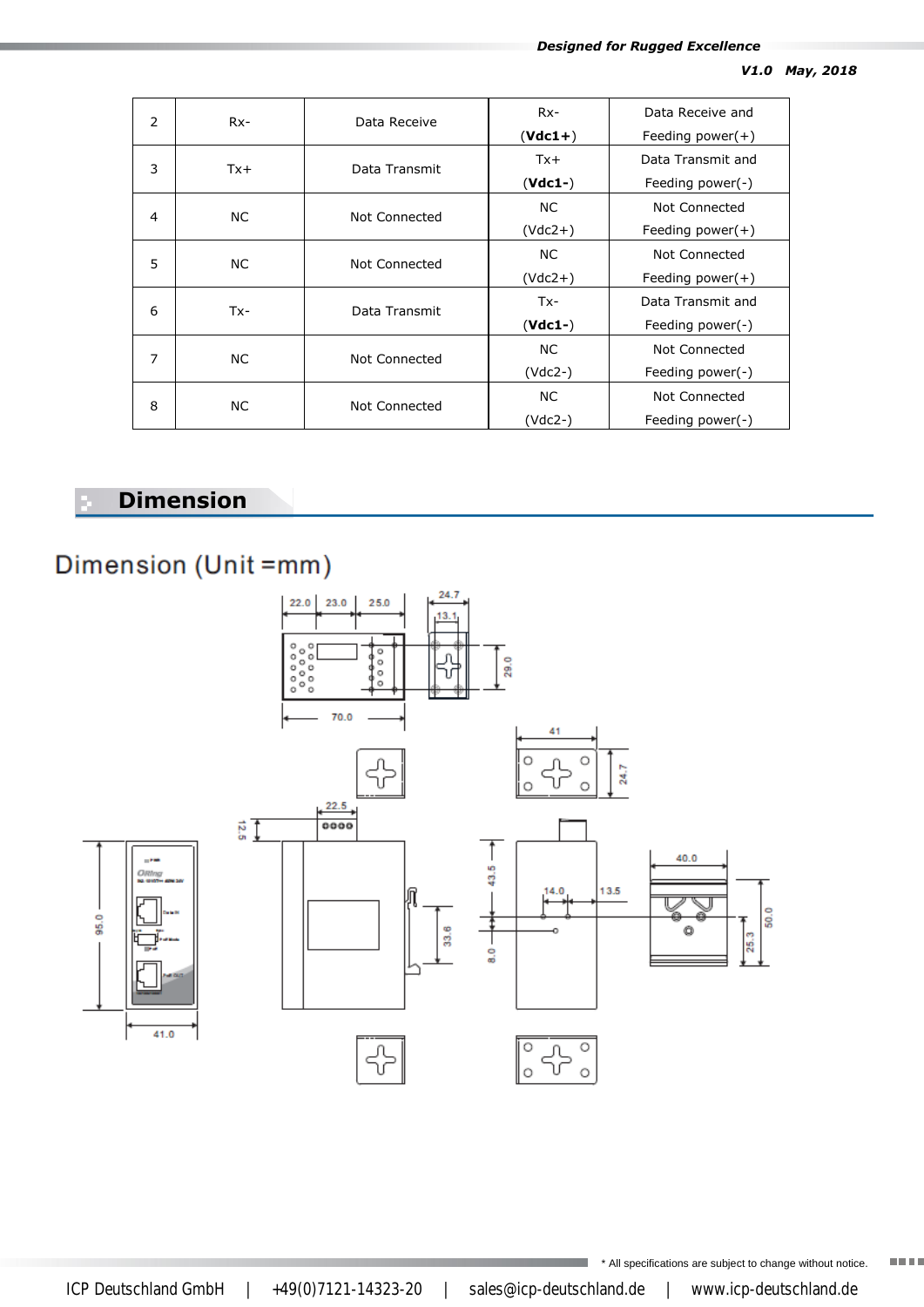| 2 | Rx- | Data Receive | Rx- (**Vdc1+**) | Data Receive and Feeding power(+) |
|---|---|---|---|---|
| 3 | Tx+ | Data Transmit | Tx+ (**Vdc1-**) | Data Transmit and Feeding power(-) |
| 4 | NC | Not Connected | NC (Vdc2+) | Not Connected Feeding power(+) |
| 5 | NC | Not Connected | NC (Vdc2+) | Not Connected Feeding power(+) |
| 6 | Tx- | Data Transmit | Tx- (**Vdc1-**) | Data Transmit and Feeding power(-) |
| 7 | NC | Not Connected | NC (Vdc2-) | Not Connected Feeding power(-) |
| 8 | NC | Not Connected | NC (Vdc2-) | Not Connected Feeding power(-) |

## Dimension

Dimension (Unit =mm)

\* All specifications are subject to change without notice.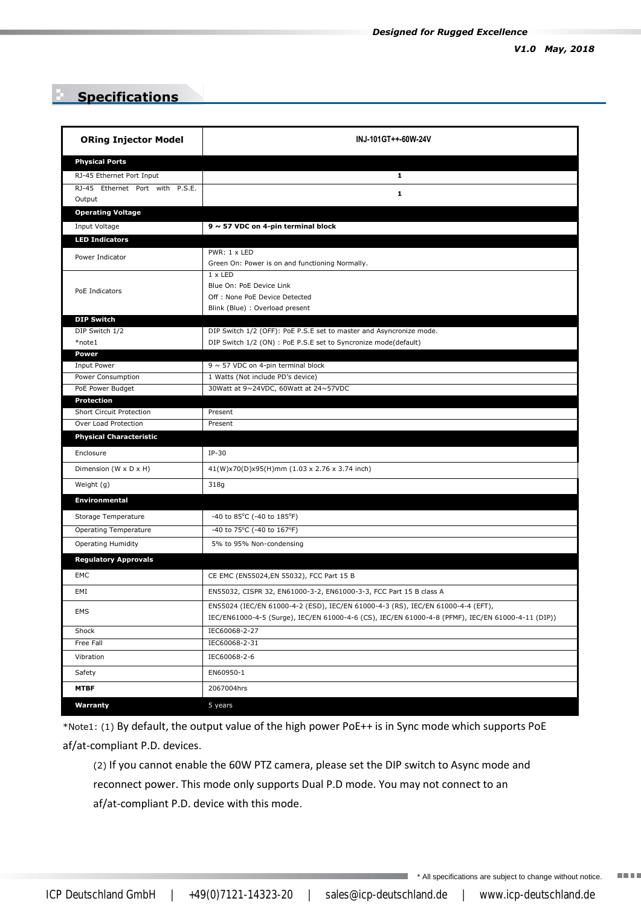## Specifications

| ORing Injector Model | INJ-101GT++-60W-24V |
|---|---|
| **Physical Ports** | |
| RJ-45 Ethernet Port Input | 1 |
| RJ-45 Ethernet Port with P.S.E. Output | 1 |
| **Operating Voltage** | |
| Input Voltage | **9 ~ 57 VDC on 4-pin terminal block** |
| **LED Indicators** | |
| Power Indicator | PWR: 1 x LED<br>Green On: Power is on and functioning Normally. |
| PoE Indicators | 1 x LED<br>Blue On: PoE Device Link<br>Off : None PoE Device Detected<br>Blink (Blue) : Overload present |
| **DIP Switch** | |
| DIP Switch 1/2<br>*note1 | DIP Switch 1/2 (OFF): PoE P.S.E set to master and Asyncronize mode.<br>DIP Switch 1/2 (ON) : PoE P.S.E set to Syncronize mode(default) |
| **Power** | |
| Input Power | 9 ~ 57 VDC on 4-pin terminal block |
| Power Consumption | 1 Watts (Not include PD's device) |
| PoE Power Budget | 30Watt at 9~24VDC, 60Watt at 24~57VDC |
| **Protection** | |
| Short Circuit Protection | Present |
| Over Load Protection | Present |
| **Physical Characteristic** | |
| Enclosure | IP-30 |
| Dimension (W x D x H) | 41(W)x70(D)x95(H)mm (1.03 x 2.76 x 3.74 inch) |
| Weight (g) | 318g |
| **Environmental** | |
| Storage Temperature | -40 to 85°C (-40 to 185°F) |
| Operating Temperature | -40 to 75°C (-40 to 167°F) |
| Operating Humidity | 5% to 95% Non-condensing |
| **Regulatory Approvals** | |
| EMC | CE EMC (EN55024,EN 55032), FCC Part 15 B |
| EMI | EN55032, CISPR 32, EN61000-3-2, EN61000-3-3, FCC Part 15 B class A |
| EMS | EN55024 (IEC/EN 61000-4-2 (ESD), IEC/EN 61000-4-3 (RS), IEC/EN 61000-4-4 (EFT),<br>IEC/EN61000-4-5 (Surge), IEC/EN 61000-4-6 (CS), IEC/EN 61000-4-8 (PFMF), IEC/EN 61000-4-11 (DIP)) |
| Shock | IEC60068-2-27 |
| Free Fall | IEC60068-2-31 |
| Vibration | IEC60068-2-6 |
| Safety | EN60950-1 |
| **MTBF** | 2067004hrs |
| **Warranty** | 5 years |

*Note1: (1) By default, the output value of the high power PoE++ is in Sync mode which supports PoE af/at-compliant P.D. devices.

(2) If you cannot enable the 60W PTZ camera, please set the DIP switch to Async mode and reconnect power. This mode only supports Dual P.D mode. You may not connect to an af/at-compliant P.D. device with this mode.

* All specifications are subject to change without notice.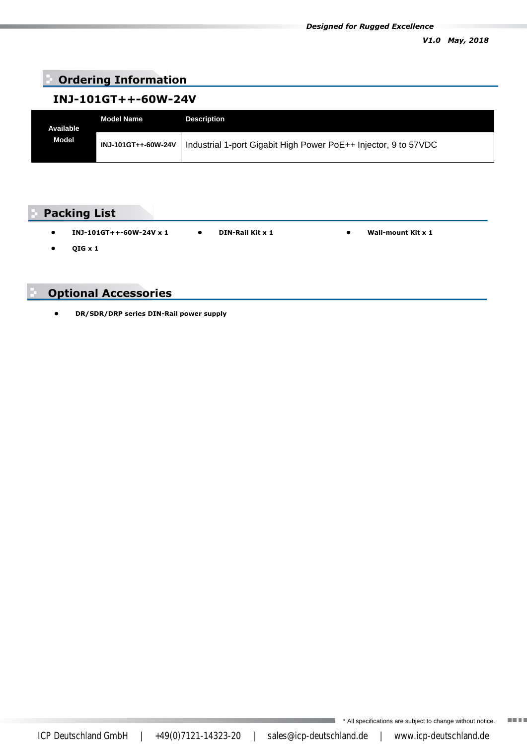## Ordering Information

### INJ-101GT++-60W-24V

| Available Model | Model Name | Description |
|---|---|---|
| | INJ-101GT++-60W-24V | Industrial 1-port Gigabit High Power PoE++ Injector, 9 to 57VDC |

## Packing List

- **INJ-101GT++-60W-24V x 1**
- **DIN-Rail Kit x 1**
- **Wall-mount Kit x 1**
- **QIG x 1**

## Optional Accessories

- **DR/SDR/DRP series DIN-Rail power supply**

* All specifications are subject to change without notice.